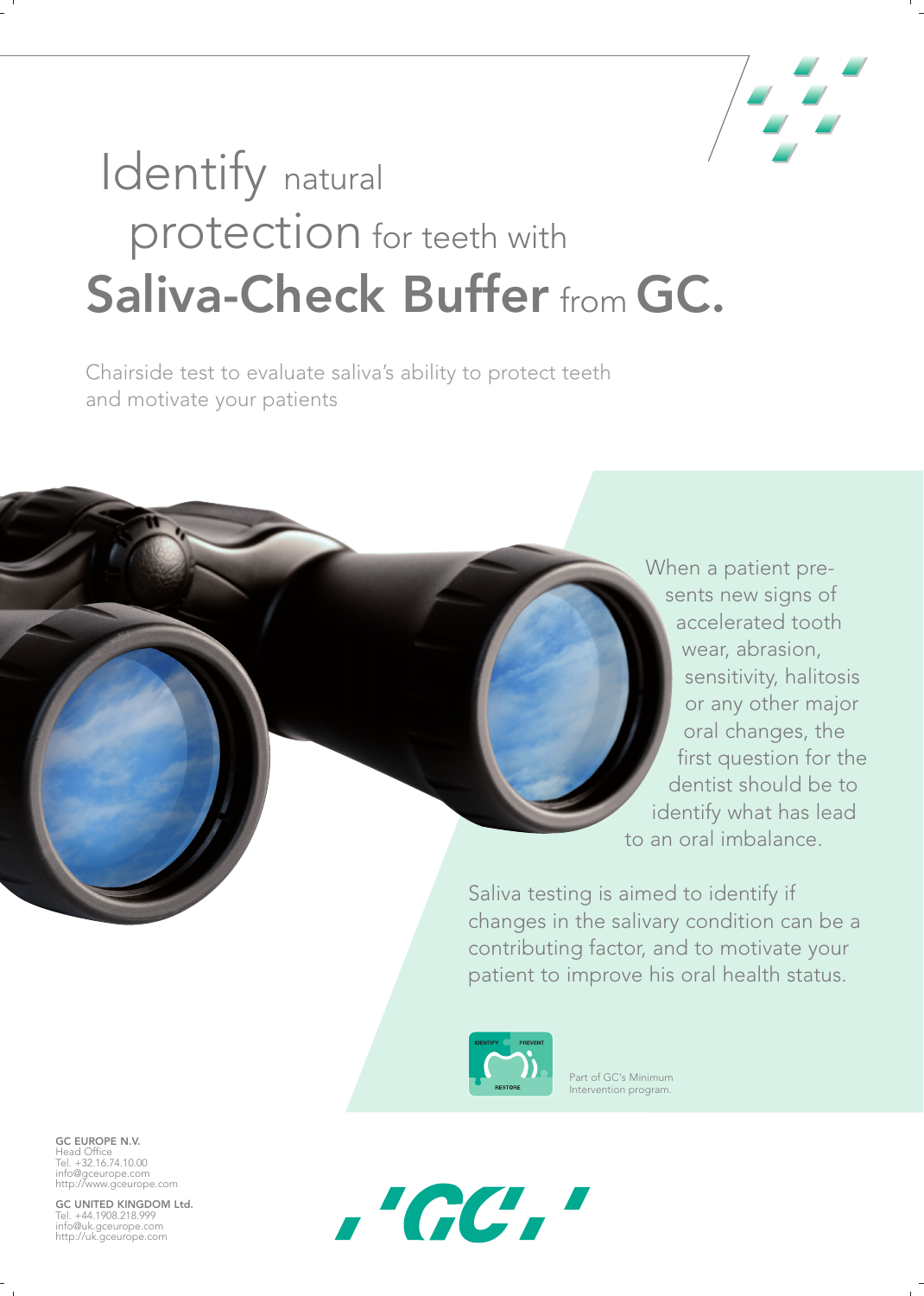# Identify natural protection for teeth with Saliva-Check Buffer from GC.

Chairside test to evaluate saliva's ability to protect teeth and motivate your patients

When a patient presents new signs of accelerated tooth wear, abrasion, sensitivity, halitosis or any other major oral changes, the first question for the dentist should be to identify what has lead to an oral imbalance.

Saliva testing is aimed to identify if changes in the salivary condition can be a contributing factor, and to motivate your patient to improve his oral health status.

IDENTIFY PREVENT RESTORE

Part of GC's Minimum Intervention program.

**GC EUROPE N.V.**
Head Office
Tel. +32.16.74.10.00
info@gceurope.com
http://www.gceurope.com

**GC UNITED KINGDOM Ltd.**
Tel. +44.1908.218.999
info@uk.gceurope.com
http://uk.gceurope.com

'GC'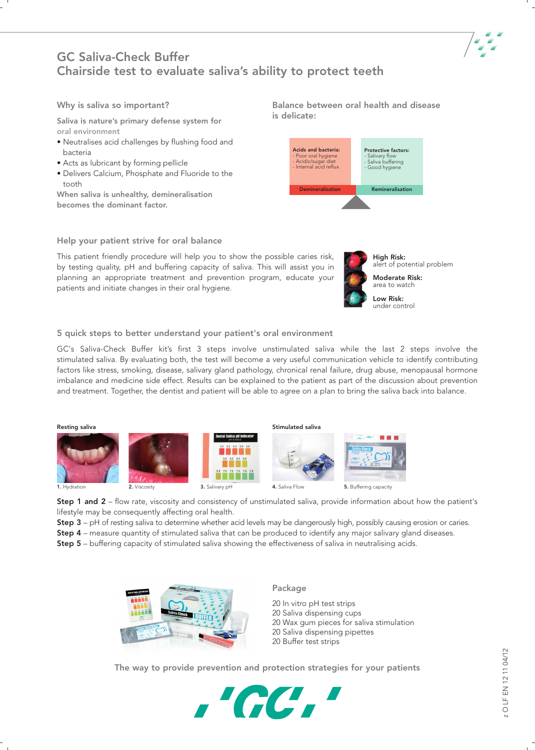# GC Saliva-Check Buffer
## Chairside test to evaluate saliva's ability to protect teeth

### Why is saliva so important?

**Saliva is nature's primary defense system for oral environment**

- Neutralises acid challenges by flushing food and bacteria
- Acts as lubricant by forming pellicle
- Delivers Calcium, Phosphate and Fluoride to the tooth

**When saliva is unhealthy, demineralisation becomes the dominant factor.**

### Balance between oral health and disease is delicate:

Acids and bacteria:
- Poor oral hygiene
- Acidic/sugar diet
- Internal acid reflux

Protective factors:
- Salivary flow
- Saliva buffering
- Good hygiene

Demineralisation

Remineralisation

### Help your patient strive for oral balance

This patient friendly procedure will help you to show the possible caries risk, by testing quality, pH and buffering capacity of saliva. This will assist you in planning an appropriate treatment and prevention program, educate your patients and initiate changes in their oral hygiene.

**High Risk:** alert of potential problem

**Moderate Risk:** area to watch

**Low Risk:** under control

### 5 quick steps to better understand your patient's oral environment

GC's Saliva-Check Buffer kit's first 3 steps involve unstimulated saliva while the last 2 steps involve the stimulated saliva. By evaluating both, the test will become a very useful communication vehicle to identify contributing factors like stress, smoking, disease, salivary gland pathology, chronical renal failure, drug abuse, menopausal hormone imbalance and medicine side effect. Results can be explained to the patient as part of the discussion about prevention and treatment. Together, the dentist and patient will be able to agree on a plan to bring the saliva back into balance.

**Resting saliva**

**1.** Hydration

**2.** Viscosity

**3.** Salivary pH

**Stimulated saliva**

**4.** Saliva Flow

**5.** Buffering capacity

**Step 1 and 2** – flow rate, viscosity and consistency of unstimulated saliva, provide information about how the patient's lifestyle may be consequently affecting oral health.

**Step 3** – pH of resting saliva to determine whether acid levels may be dangerously high, possibly causing erosion or caries.

**Step 4** – measure quantity of stimulated saliva that can be produced to identify any major salivary gland diseases.

**Step 5** – buffering capacity of stimulated saliva showing the effectiveness of saliva in neutralising acids.

### Package

20 In vitro pH test strips
20 Saliva dispensing cups
20 Wax gum pieces for saliva stimulation
20 Saliva dispensing pipettes
20 Buffer test strips

**The way to provide prevention and protection strategies for your patients**

GC

z O LF EN 12 11 04/12